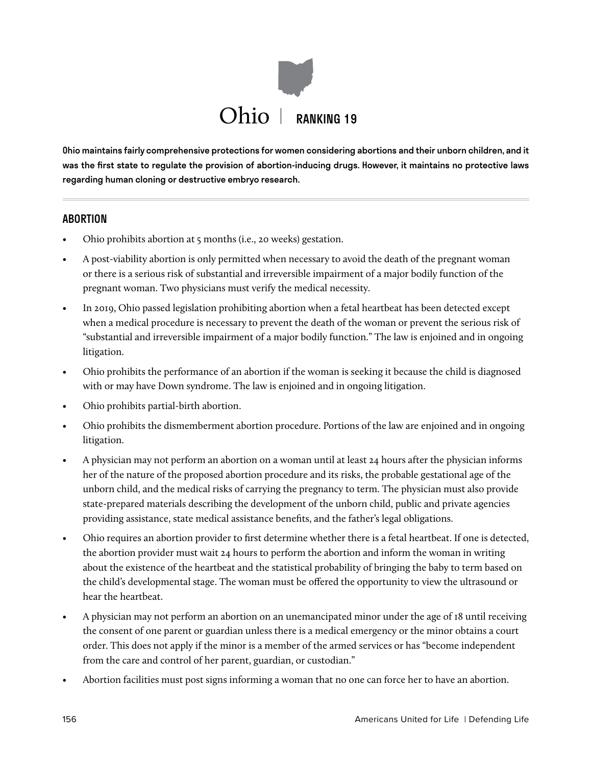# Ohio | RANKING 19

**Ohio maintains fairly comprehensive protections for women considering abortions and their unborn children, and it was the first state to regulate the provision of abortion-inducing drugs. However, it maintains no protective laws regarding human cloning or destructive embryo research.**

## ABORTION

- Ohio prohibits abortion at 5 months (i.e., 20 weeks) gestation.
- A post-viability abortion is only permitted when necessary to avoid the death of the pregnant woman or there is a serious risk of substantial and irreversible impairment of a major bodily function of the pregnant woman. Two physicians must verify the medical necessity.
- In 2019, Ohio passed legislation prohibiting abortion when a fetal heartbeat has been detected except when a medical procedure is necessary to prevent the death of the woman or prevent the serious risk of "substantial and irreversible impairment of a major bodily function." The law is enjoined and in ongoing litigation.
- Ohio prohibits the performance of an abortion if the woman is seeking it because the child is diagnosed with or may have Down syndrome. The law is enjoined and in ongoing litigation.
- Ohio prohibits partial-birth abortion.
- Ohio prohibits the dismemberment abortion procedure. Portions of the law are enjoined and in ongoing litigation.
- A physician may not perform an abortion on a woman until at least 24 hours after the physician informs her of the nature of the proposed abortion procedure and its risks, the probable gestational age of the unborn child, and the medical risks of carrying the pregnancy to term. The physician must also provide state-prepared materials describing the development of the unborn child, public and private agencies providing assistance, state medical assistance benefits, and the father's legal obligations.
- Ohio requires an abortion provider to first determine whether there is a fetal heartbeat. If one is detected, the abortion provider must wait 24 hours to perform the abortion and inform the woman in writing about the existence of the heartbeat and the statistical probability of bringing the baby to term based on the child's developmental stage. The woman must be offered the opportunity to view the ultrasound or hear the heartbeat.
- A physician may not perform an abortion on an unemancipated minor under the age of 18 until receiving the consent of one parent or guardian unless there is a medical emergency or the minor obtains a court order. This does not apply if the minor is a member of the armed services or has "become independent from the care and control of her parent, guardian, or custodian."
- Abortion facilities must post signs informing a woman that no one can force her to have an abortion.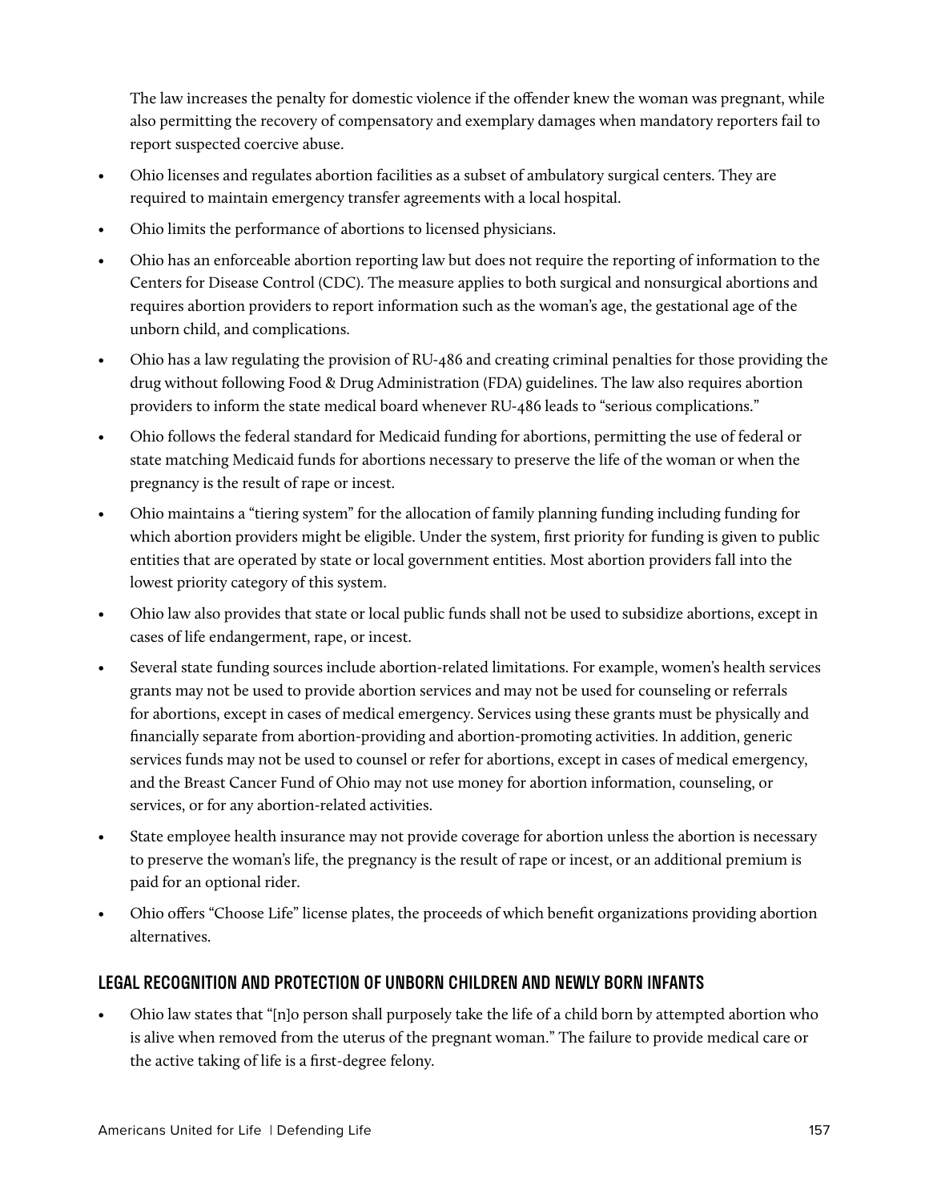The law increases the penalty for domestic violence if the offender knew the woman was pregnant, while also permitting the recovery of compensatory and exemplary damages when mandatory reporters fail to report suspected coercive abuse.

- Ohio licenses and regulates abortion facilities as a subset of ambulatory surgical centers. They are required to maintain emergency transfer agreements with a local hospital.
- Ohio limits the performance of abortions to licensed physicians.
- Ohio has an enforceable abortion reporting law but does not require the reporting of information to the Centers for Disease Control (CDC). The measure applies to both surgical and nonsurgical abortions and requires abortion providers to report information such as the woman's age, the gestational age of the unborn child, and complications.
- Ohio has a law regulating the provision of RU-486 and creating criminal penalties for those providing the drug without following Food & Drug Administration (FDA) guidelines. The law also requires abortion providers to inform the state medical board whenever RU-486 leads to "serious complications."
- Ohio follows the federal standard for Medicaid funding for abortions, permitting the use of federal or state matching Medicaid funds for abortions necessary to preserve the life of the woman or when the pregnancy is the result of rape or incest.
- Ohio maintains a "tiering system" for the allocation of family planning funding including funding for which abortion providers might be eligible. Under the system, first priority for funding is given to public entities that are operated by state or local government entities. Most abortion providers fall into the lowest priority category of this system.
- Ohio law also provides that state or local public funds shall not be used to subsidize abortions, except in cases of life endangerment, rape, or incest.
- Several state funding sources include abortion-related limitations. For example, women's health services grants may not be used to provide abortion services and may not be used for counseling or referrals for abortions, except in cases of medical emergency. Services using these grants must be physically and financially separate from abortion-providing and abortion-promoting activities. In addition, generic services funds may not be used to counsel or refer for abortions, except in cases of medical emergency, and the Breast Cancer Fund of Ohio may not use money for abortion information, counseling, or services, or for any abortion-related activities.
- State employee health insurance may not provide coverage for abortion unless the abortion is necessary to preserve the woman's life, the pregnancy is the result of rape or incest, or an additional premium is paid for an optional rider.
- Ohio offers "Choose Life" license plates, the proceeds of which benefit organizations providing abortion alternatives.

## LEGAL RECOGNITION AND PROTECTION OF UNBORN CHILDREN AND NEWLY BORN INFANTS

- Ohio law states that "[n]o person shall purposely take the life of a child born by attempted abortion who is alive when removed from the uterus of the pregnant woman." The failure to provide medical care or the active taking of life is a first-degree felony.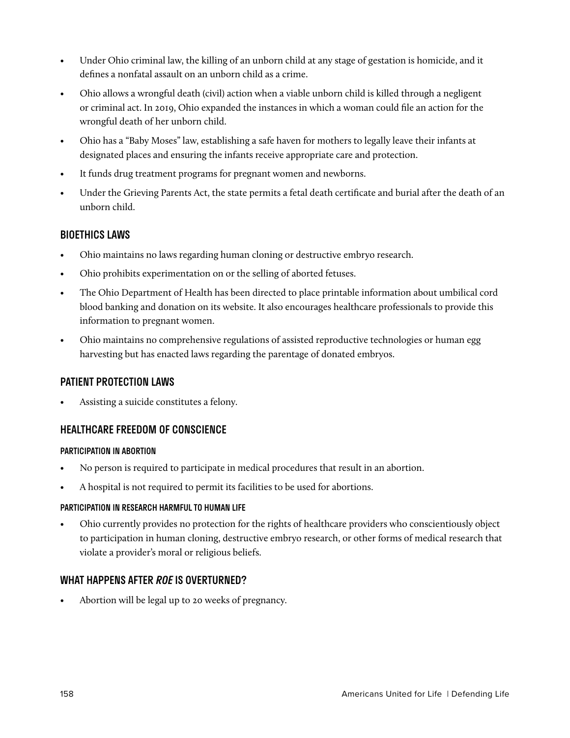- Under Ohio criminal law, the killing of an unborn child at any stage of gestation is homicide, and it defines a nonfatal assault on an unborn child as a crime.
- Ohio allows a wrongful death (civil) action when a viable unborn child is killed through a negligent or criminal act. In 2019, Ohio expanded the instances in which a woman could file an action for the wrongful death of her unborn child.
- Ohio has a "Baby Moses" law, establishing a safe haven for mothers to legally leave their infants at designated places and ensuring the infants receive appropriate care and protection.
- It funds drug treatment programs for pregnant women and newborns.
- Under the Grieving Parents Act, the state permits a fetal death certificate and burial after the death of an unborn child.

## BIOETHICS LAWS

- Ohio maintains no laws regarding human cloning or destructive embryo research.
- Ohio prohibits experimentation on or the selling of aborted fetuses.
- The Ohio Department of Health has been directed to place printable information about umbilical cord blood banking and donation on its website. It also encourages healthcare professionals to provide this information to pregnant women.
- Ohio maintains no comprehensive regulations of assisted reproductive technologies or human egg harvesting but has enacted laws regarding the parentage of donated embryos.

## PATIENT PROTECTION LAWS

- Assisting a suicide constitutes a felony.

## HEALTHCARE FREEDOM OF CONSCIENCE

### PARTICIPATION IN ABORTION

- No person is required to participate in medical procedures that result in an abortion.
- A hospital is not required to permit its facilities to be used for abortions.

### PARTICIPATION IN RESEARCH HARMFUL TO HUMAN LIFE

- Ohio currently provides no protection for the rights of healthcare providers who conscientiously object to participation in human cloning, destructive embryo research, or other forms of medical research that violate a provider's moral or religious beliefs.

## WHAT HAPPENS AFTER *ROE* IS OVERTURNED?

- Abortion will be legal up to 20 weeks of pregnancy.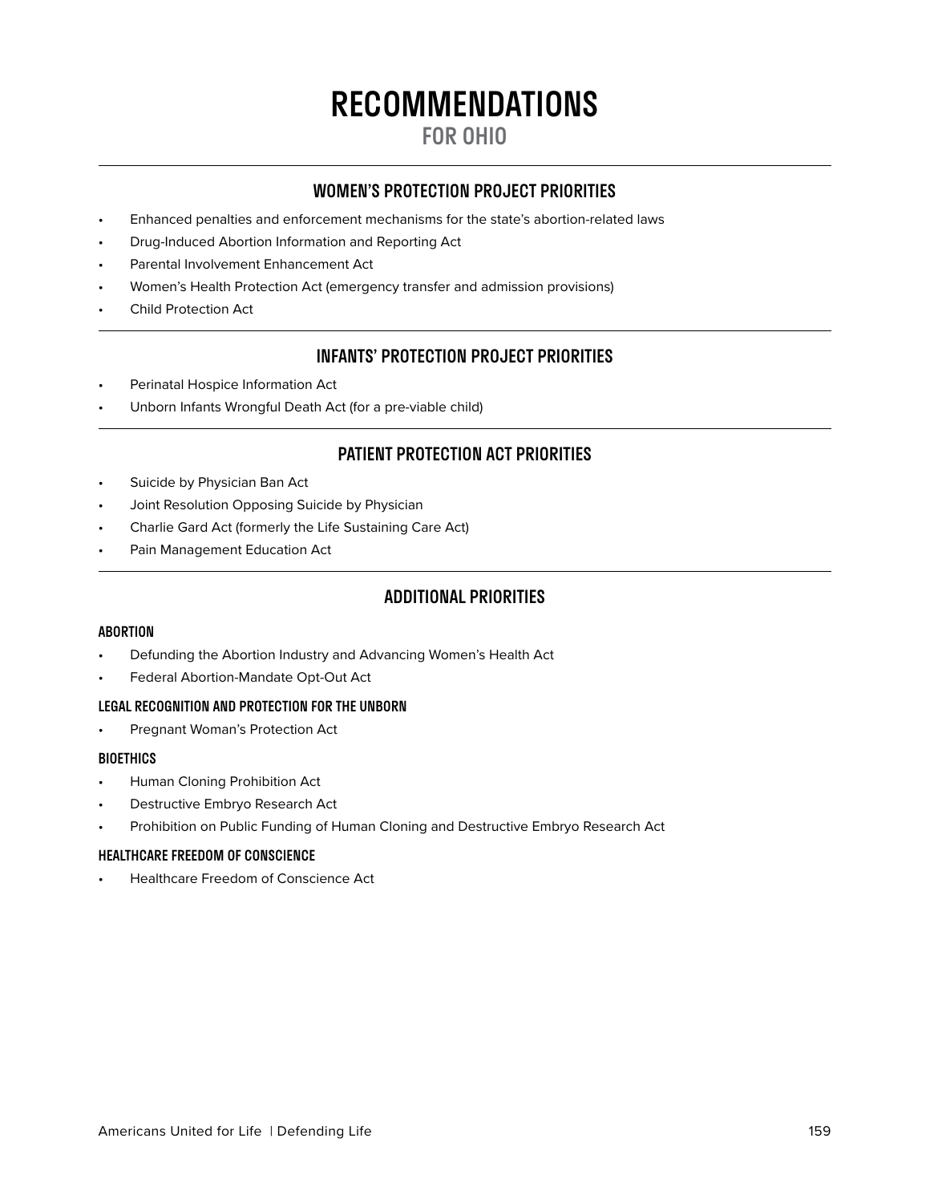# RECOMMENDATIONS

## FOR OHIO

### WOMEN'S PROTECTION PROJECT PRIORITIES

- Enhanced penalties and enforcement mechanisms for the state's abortion-related laws
- Drug-Induced Abortion Information and Reporting Act
- Parental Involvement Enhancement Act
- Women's Health Protection Act (emergency transfer and admission provisions)
- Child Protection Act

### INFANTS' PROTECTION PROJECT PRIORITIES

- Perinatal Hospice Information Act
- Unborn Infants Wrongful Death Act (for a pre-viable child)

### PATIENT PROTECTION ACT PRIORITIES

- Suicide by Physician Ban Act
- Joint Resolution Opposing Suicide by Physician
- Charlie Gard Act (formerly the Life Sustaining Care Act)
- Pain Management Education Act

### ADDITIONAL PRIORITIES

#### ABORTION

- Defunding the Abortion Industry and Advancing Women's Health Act
- Federal Abortion-Mandate Opt-Out Act

#### LEGAL RECOGNITION AND PROTECTION FOR THE UNBORN

- Pregnant Woman's Protection Act

#### BIOETHICS

- Human Cloning Prohibition Act
- Destructive Embryo Research Act
- Prohibition on Public Funding of Human Cloning and Destructive Embryo Research Act

#### HEALTHCARE FREEDOM OF CONSCIENCE

- Healthcare Freedom of Conscience Act